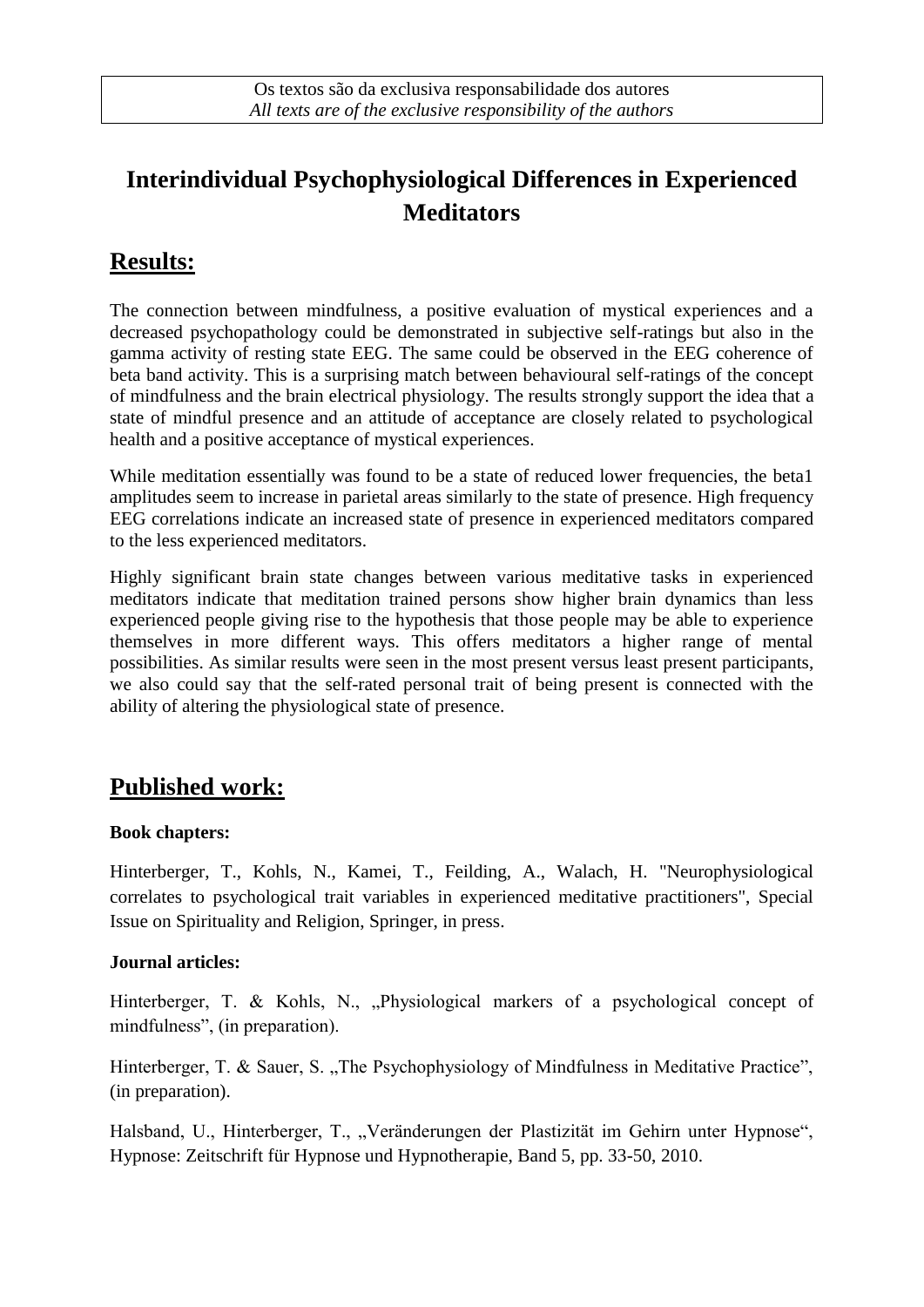Os textos são da exclusiva responsabilidade dos autores
*All texts are of the exclusive responsibility of the authors*

# Interindividual Psychophysiological Differences in Experienced Meditators

## Results:

The connection between mindfulness, a positive evaluation of mystical experiences and a decreased psychopathology could be demonstrated in subjective self-ratings but also in the gamma activity of resting state EEG. The same could be observed in the EEG coherence of beta band activity. This is a surprising match between behavioural self-ratings of the concept of mindfulness and the brain electrical physiology. The results strongly support the idea that a state of mindful presence and an attitude of acceptance are closely related to psychological health and a positive acceptance of mystical experiences.

While meditation essentially was found to be a state of reduced lower frequencies, the beta1 amplitudes seem to increase in parietal areas similarly to the state of presence. High frequency EEG correlations indicate an increased state of presence in experienced meditators compared to the less experienced meditators.

Highly significant brain state changes between various meditative tasks in experienced meditators indicate that meditation trained persons show higher brain dynamics than less experienced people giving rise to the hypothesis that those people may be able to experience themselves in more different ways. This offers meditators a higher range of mental possibilities. As similar results were seen in the most present versus least present participants, we also could say that the self-rated personal trait of being present is connected with the ability of altering the physiological state of presence.

## Published work:

**Book chapters:**

Hinterberger, T., Kohls, N., Kamei, T., Feilding, A., Walach, H. "Neurophysiological correlates to psychological trait variables in experienced meditative practitioners", Special Issue on Spirituality and Religion, Springer, in press.

**Journal articles:**

Hinterberger, T. & Kohls, N., „Physiological markers of a psychological concept of mindfulness", (in preparation).

Hinterberger, T. & Sauer, S. „The Psychophysiology of Mindfulness in Meditative Practice", (in preparation).

Halsband, U., Hinterberger, T., „Veränderungen der Plastizität im Gehirn unter Hypnose", Hypnose: Zeitschrift für Hypnose und Hypnotherapie, Band 5, pp. 33-50, 2010.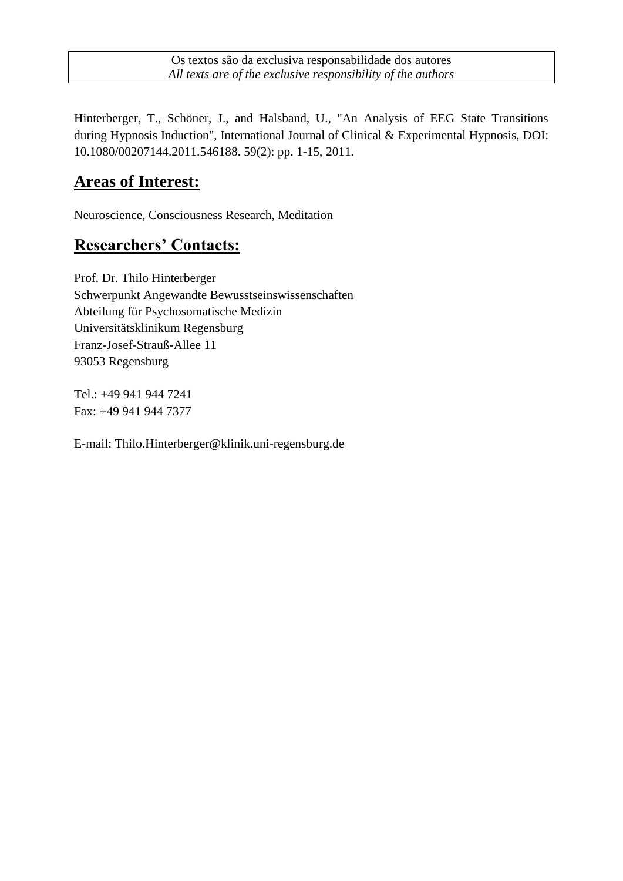Os textos são da exclusiva responsabilidade dos autores
*All texts are of the exclusive responsibility of the authors*

Hinterberger, T., Schöner, J., and Halsband, U., "An Analysis of EEG State Transitions during Hypnosis Induction", International Journal of Clinical & Experimental Hypnosis, DOI: 10.1080/00207144.2011.546188. 59(2): pp. 1-15, 2011.

## Areas of Interest:

Neuroscience, Consciousness Research, Meditation

## Researchers' Contacts:

Prof. Dr. Thilo Hinterberger
Schwerpunkt Angewandte Bewusstseinswissenschaften
Abteilung für Psychosomatische Medizin
Universitätsklinikum Regensburg
Franz-Josef-Strauß-Allee 11
93053 Regensburg

Tel.: +49 941 944 7241
Fax: +49 941 944 7377

E-mail: Thilo.Hinterberger@klinik.uni-regensburg.de